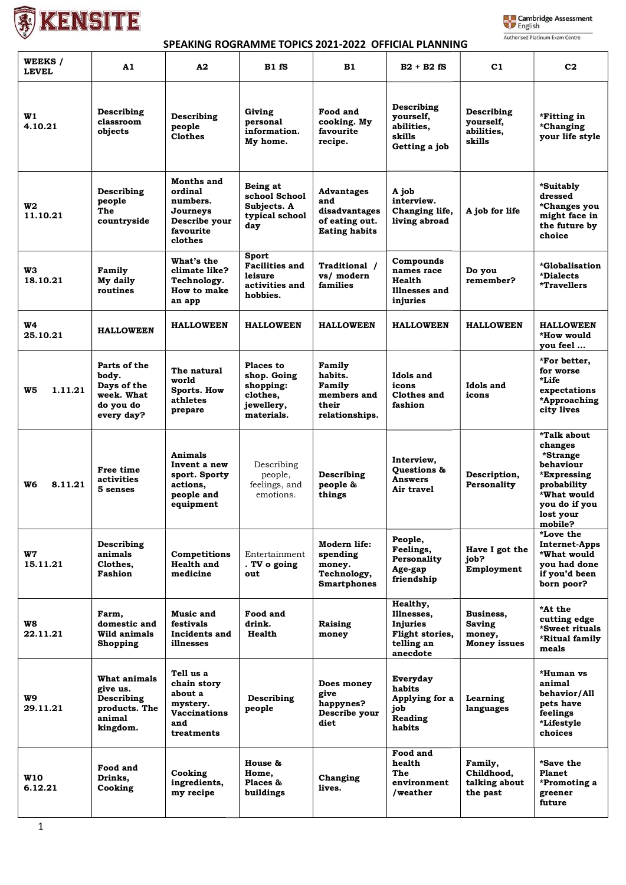KENSITE

Cambridge Assessment English
Authorised Platinum Exam Centre

# SPEAKING ROGRAMME TOPICS 2021-2022 OFFICIAL PLANNING

| WEEKS / LEVEL | A1 | A2 | B1 fS | B1 | B2 + B2 fS | C1 | C2 |
|---|---|---|---|---|---|---|---|
| W1 4.10.21 | Describing classroom objects | Describing people Clothes | Giving personal information. My home. | Food and cooking. My favourite recipe. | Describing yourself, abilities, skills Getting a job | Describing yourself, abilities, skills | *Fitting in *Changing your life style |
| W2 11.10.21 | Describing people The countryside | Months and ordinal numbers. Journeys Describe your favourite clothes | Being at school School Subjects. A typical school day | Advantages and disadvantages of eating out. Eating habits | A job interview. Changing life, living abroad | A job for life | *Suitably dressed *Changes you might face in the future by choice |
| W3 18.10.21 | Family My daily routines | What's the climate like? Technology. How to make an app | Sport Facilities and leisure activities and hobbies. | Traditional / vs/ modern families | Compounds names race Health Illnesses and injuries | Do you remember? | *Globalisation *Dialects *Travellers |
| W4 25.10.21 | HALLOWEEN | HALLOWEEN | HALLOWEEN | HALLOWEEN | HALLOWEEN | HALLOWEEN | HALLOWEEN *How would you feel … |
| W5 1.11.21 | Parts of the body. Days of the week. What do you do every day? | The natural world Sports. How athletes prepare | Places to shop. Going shopping: clothes, jewellery, materials. | Family habits. Family members and their relationships. | Idols and icons Clothes and fashion | Idols and icons | *For better, for worse *Life expectations *Approaching city lives |
| W6 8.11.21 | Free time activities 5 senses | Animals Invent a new sport. Sporty actions, people and equipment | Describing people, feelings, and emotions. | Describing people & things | Interview, Questions & Answers Air travel | Description, Personality | *Talk about changes *Strange behaviour *Expressing probability *What would you do if you lost your mobile? |
| W7 15.11.21 | Describing animals Clothes, Fashion | Competitions Health and medicine | Entertainment. TV o going out | Modern life: spending money. Technology, Smartphones | People, Feelings, Personality Age-gap friendship | Have I got the job? Employment | *Love the Internet-Apps *What would you had done if you'd been born poor? |
| W8 22.11.21 | Farm, domestic and Wild animals Shopping | Music and festivals Incidents and illnesses | Food and drink. Health | Raising money | Healthy, Illnesses, Injuries Flight stories, telling an anecdote | Business, Saving money, Money issues | *At the cutting edge *Sweet rituals *Ritual family meals |
| W9 29.11.21 | What animals give us. Describing products. The animal kingdom. | Tell us a chain story about a mystery. Vaccinations and treatments | Describing people | Does money give happynes? Describe your diet | Everyday habits Applying for a job Reading habits | Learning languages | *Human vs animal behavior/All pets have feelings *Lifestyle choices |
| W10 6.12.21 | Food and Drinks, Cooking | Cooking ingredients, my recipe | House & Home, Places & buildings | Changing lives. | Food and health The environment /weather | Family, Childhood, talking about the past | *Save the Planet *Promoting a greener future |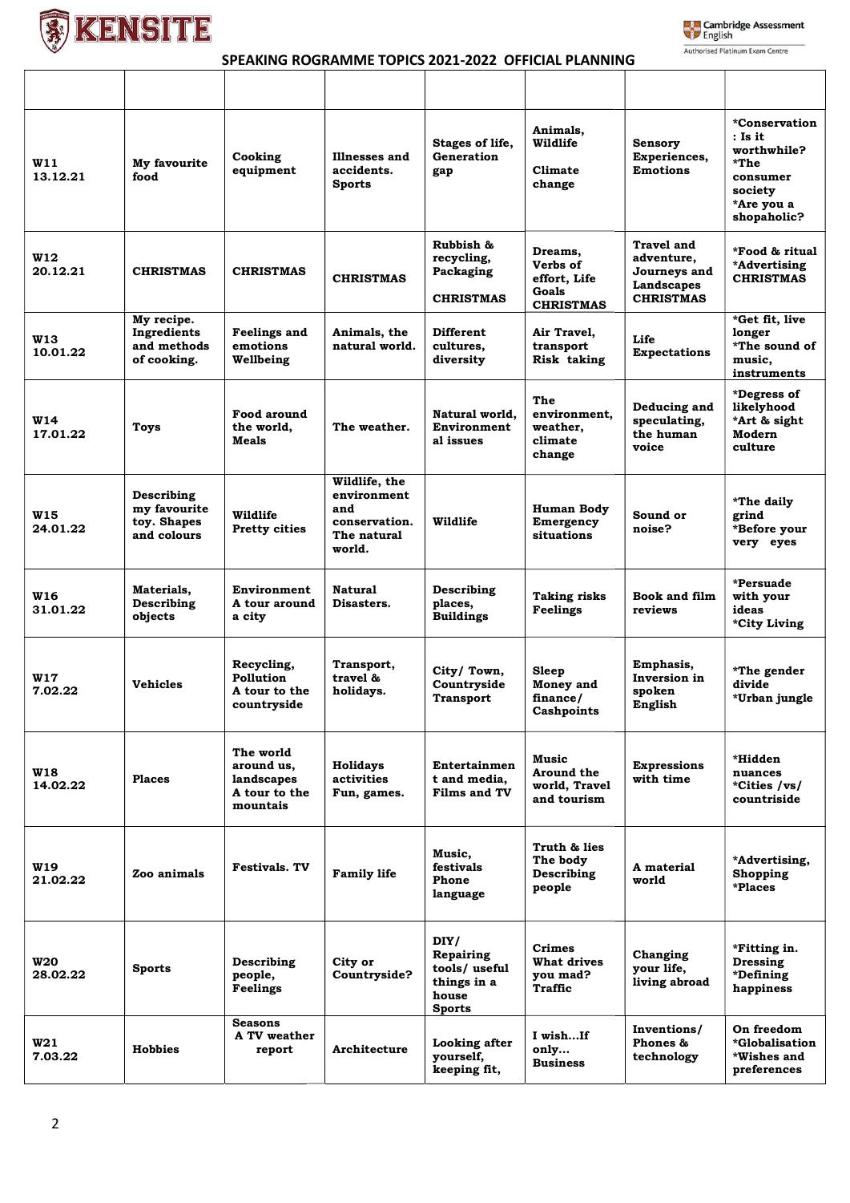# KENSITE

Cambridge Assessment English
Authorised Platinum Exam Centre

## SPEAKING ROGRAMME TOPICS 2021-2022 OFFICIAL PLANNING

| | | | | | | | |
|---|---|---|---|---|---|---|---|
| **W11 13.12.21** | **My favourite food** | **Cooking equipment** | **Illnesses and accidents. Sports** | **Stages of life, Generation gap** | **Animals, Wildlife Climate change** | **Sensory Experiences, Emotions** | **\*Conservation : Is it worthwhile? \*The consumer society \*Are you a shopaholic?** |
| **W12 20.12.21** | **CHRISTMAS** | **CHRISTMAS** | **CHRISTMAS** | **Rubbish & recycling, Packaging CHRISTMAS** | **Dreams, Verbs of effort, Life Goals CHRISTMAS** | **Travel and adventure, Journeys and Landscapes CHRISTMAS** | **\*Food & ritual \*Advertising CHRISTMAS** |
| **W13 10.01.22** | **My recipe. Ingredients and methods of cooking.** | **Feelings and emotions Wellbeing** | **Animals, the natural world.** | **Different cultures, diversity** | **Air Travel, transport Risk taking** | **Life Expectations** | **\*Get fit, live longer \*The sound of music, instruments** |
| **W14 17.01.22** | **Toys** | **Food around the world, Meals** | **The weather.** | **Natural world, Environment al issues** | **The environment, weather, climate change** | **Deducing and speculating, the human voice** | **\*Degress of likelyhood \*Art & sight Modern culture** |
| **W15 24.01.22** | **Describing my favourite toy. Shapes and colours** | **Wildlife Pretty cities** | **Wildlife, the environment and conservation. The natural world.** | **Wildlife** | **Human Body Emergency situations** | **Sound or noise?** | **\*The daily grind \*Before your very eyes** |
| **W16 31.01.22** | **Materials, Describing objects** | **Environment A tour around a city** | **Natural Disasters.** | **Describing places, Buildings** | **Taking risks Feelings** | **Book and film reviews** | **\*Persuade with your ideas \*City Living** |
| **W17 7.02.22** | **Vehicles** | **Recycling, Pollution A tour to the countryside** | **Transport, travel & holidays.** | **City/ Town, Countryside Transport** | **Sleep Money and finance/ Cashpoints** | **Emphasis, Inversion in spoken English** | **\*The gender divide \*Urban jungle** |
| **W18 14.02.22** | **Places** | **The world around us, landscapes A tour to the mountains** | **Holidays activities Fun, games.** | **Entertainmen t and media, Films and TV** | **Music Around the world, Travel and tourism** | **Expressions with time** | **\*Hidden nuances \*Cities /vs/ countriside** |
| **W19 21.02.22** | **Zoo animals** | **Festivals. TV** | **Family life** | **Music, festivals Phone language** | **Truth & lies The body Describing people** | **A material world** | **\*Advertising, Shopping \*Places** |
| **W20 28.02.22** | **Sports** | **Describing people, Feelings** | **City or Countryside?** | **DIY/ Repairing tools/ useful things in a house Sports** | **Crimes What drives you mad? Traffic** | **Changing your life, living abroad** | **\*Fitting in. Dressing \*Defining happiness** |
| **W21 7.03.22** | **Hobbies** | **Seasons A TV weather report** | **Architecture** | **Looking after yourself, keeping fit,** | **I wish…If only… Business** | **Inventions/ Phones & technology** | **On freedom \*Globalisation \*Wishes and preferences** |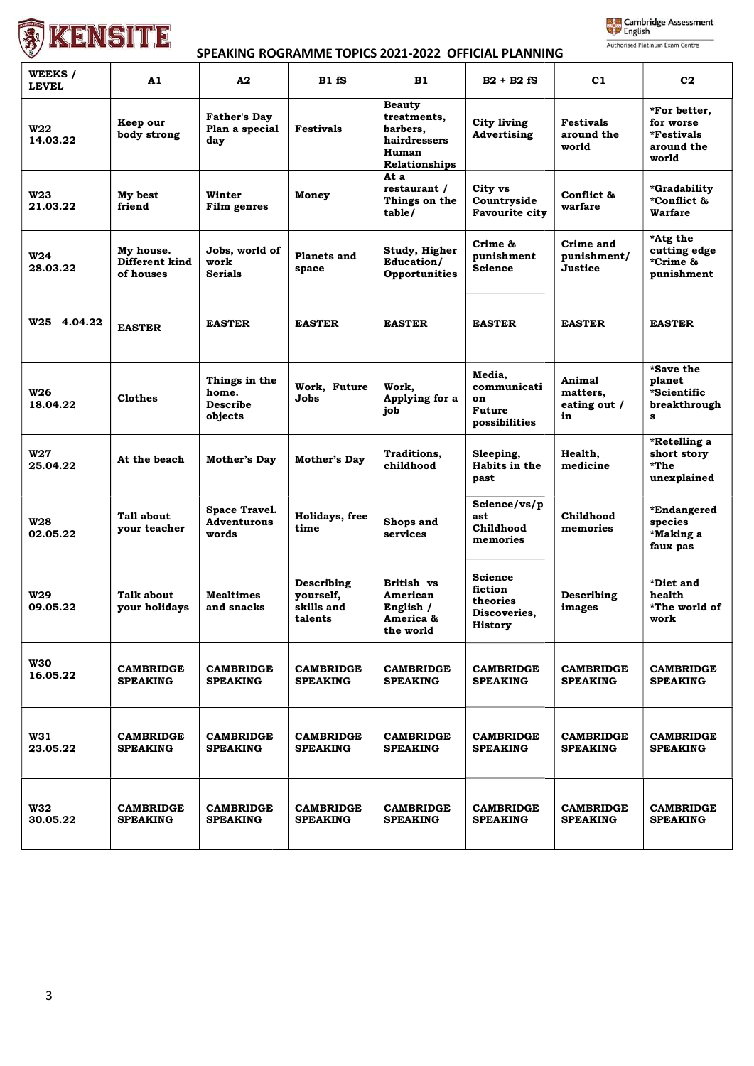# SPEAKING ROGRAMME TOPICS 2021-2022 OFFICIAL PLANNING

| WEEKS / LEVEL | A1 | A2 | B1 fS | B1 | B2 + B2 fS | C1 | C2 |
|---|---|---|---|---|---|---|---|
| W22 14.03.22 | Keep our body strong | Father's Day Plan a special day | Festivals | Beauty treatments, barbers, hairdressers Human Relationships | City living Advertising | Festivals around the world | *For better, for worse *Festivals around the world |
| W23 21.03.22 | My best friend | Winter Film genres | Money | At a restaurant / Things on the table/ | City vs Countryside Favourite city | Conflict & warfare | *Gradability *Conflict & Warfare |
| W24 28.03.22 | My house. Different kind of houses | Jobs, world of work Serials | Planets and space | Study, Higher Education/ Opportunities | Crime & punishment Science | Crime and punishment/ Justice | *Atg the cutting edge *Crime & punishment |
| W25 4.04.22 | EASTER | EASTER | EASTER | EASTER | EASTER | EASTER | EASTER |
| W26 18.04.22 | Clothes | Things in the home. Describe objects | Work, Future Jobs | Work, Applying for a job | Media, communication Future possibilities | Animal matters, eating out / in | *Save the planet *Scientific breakthroughs |
| W27 25.04.22 | At the beach | Mother's Day | Mother's Day | Traditions, childhood | Sleeping, Habits in the past | Health, medicine | *Retelling a short story *The unexplained |
| W28 02.05.22 | Tall about your teacher | Space Travel. Adventurous words | Holidays, free time | Shops and services | Science/vs/past Childhood memories | Childhood memories | *Endangered species *Making a faux pas |
| W29 09.05.22 | Talk about your holidays | Mealtimes and snacks | Describing yourself, skills and talents | British vs American English / America & the world | Science fiction theories Discoveries, History | Describing images | *Diet and health *The world of work |
| W30 16.05.22 | CAMBRIDGE SPEAKING | CAMBRIDGE SPEAKING | CAMBRIDGE SPEAKING | CAMBRIDGE SPEAKING | CAMBRIDGE SPEAKING | CAMBRIDGE SPEAKING | CAMBRIDGE SPEAKING |
| W31 23.05.22 | CAMBRIDGE SPEAKING | CAMBRIDGE SPEAKING | CAMBRIDGE SPEAKING | CAMBRIDGE SPEAKING | CAMBRIDGE SPEAKING | CAMBRIDGE SPEAKING | CAMBRIDGE SPEAKING |
| W32 30.05.22 | CAMBRIDGE SPEAKING | CAMBRIDGE SPEAKING | CAMBRIDGE SPEAKING | CAMBRIDGE SPEAKING | CAMBRIDGE SPEAKING | CAMBRIDGE SPEAKING | CAMBRIDGE SPEAKING |